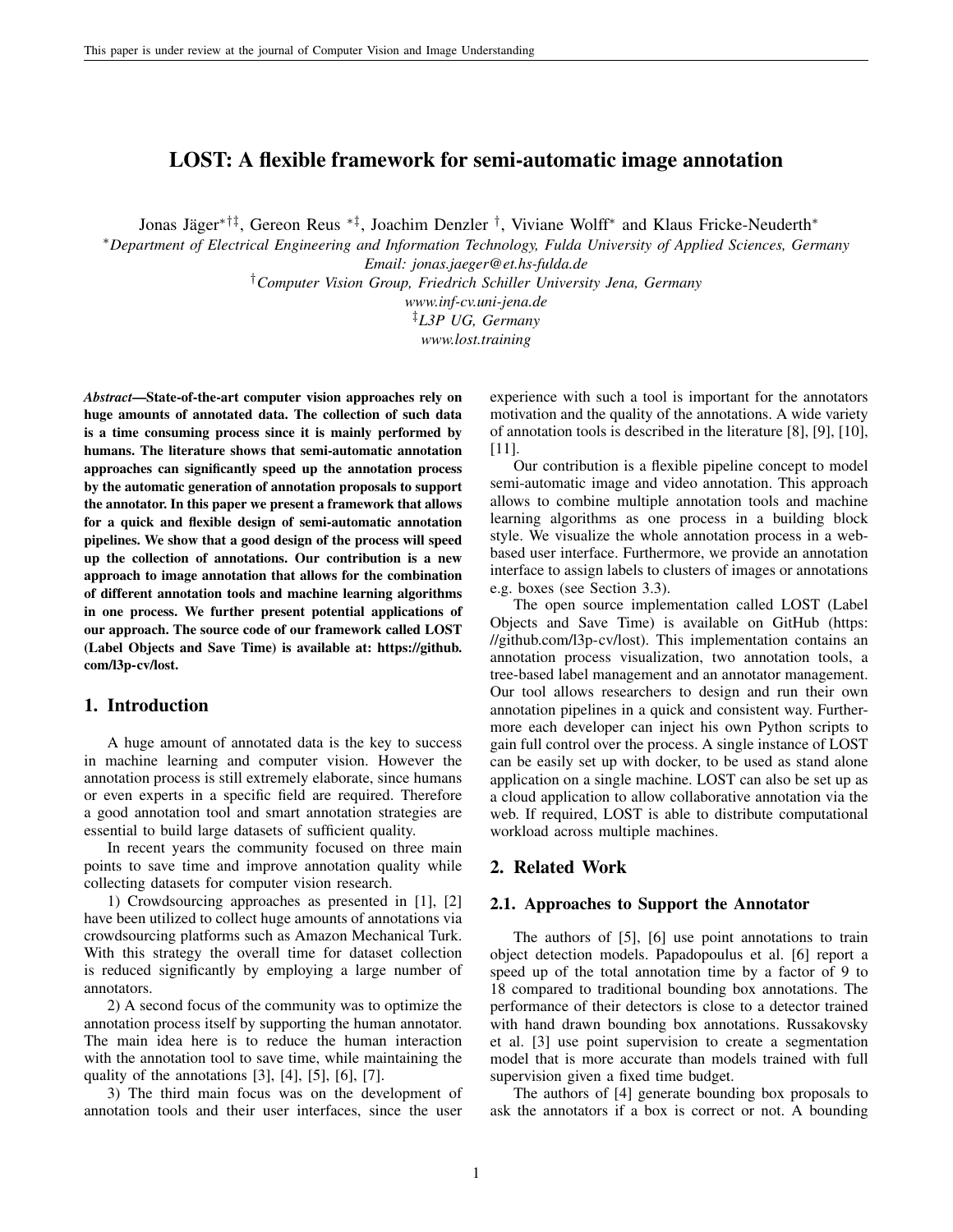# LOST: A flexible framework for semi-automatic image annotation

Jonas Jäger[*†‡], Gereon Reus [*‡], Joachim Denzler [†], Viviane Wolff[*] and Klaus Fricke-Neuderth[*]

[*]*Department of Electrical Engineering and Information Technology, Fulda University of Applied Sciences, Germany*
*Email: jonas.jaeger@et.hs-fulda.de*
[†]*Computer Vision Group, Friedrich Schiller University Jena, Germany*
*www.inf-cv.uni-jena.de*
[‡]*L3P UG, Germany*
*www.lost.training*

***Abstract*—State-of-the-art computer vision approaches rely on huge amounts of annotated data. The collection of such data is a time consuming process since it is mainly performed by humans. The literature shows that semi-automatic annotation approaches can significantly speed up the annotation process by the automatic generation of annotation proposals to support the annotator. In this paper we present a framework that allows for a quick and flexible design of semi-automatic annotation pipelines. We show that a good design of the process will speed up the collection of annotations. Our contribution is a new approach to image annotation that allows for the combination of different annotation tools and machine learning algorithms in one process. We further present potential applications of our approach. The source code of our framework called LOST (Label Objects and Save Time) is available at: https://github.com/l3p-cv/lost.**

## 1. Introduction

A huge amount of annotated data is the key to success in machine learning and computer vision. However the annotation process is still extremely elaborate, since humans or even experts in a specific field are required. Therefore a good annotation tool and smart annotation strategies are essential to build large datasets of sufficient quality.

In recent years the community focused on three main points to save time and improve annotation quality while collecting datasets for computer vision research.

1) Crowdsourcing approaches as presented in [1], [2] have been utilized to collect huge amounts of annotations via crowdsourcing platforms such as Amazon Mechanical Turk. With this strategy the overall time for dataset collection is reduced significantly by employing a large number of annotators.

2) A second focus of the community was to optimize the annotation process itself by supporting the human annotator. The main idea here is to reduce the human interaction with the annotation tool to save time, while maintaining the quality of the annotations [3], [4], [5], [6], [7].

3) The third main focus was on the development of annotation tools and their user interfaces, since the user experience with such a tool is important for the annotators motivation and the quality of the annotations. A wide variety of annotation tools is described in the literature [8], [9], [10], [11].

Our contribution is a flexible pipeline concept to model semi-automatic image and video annotation. This approach allows to combine multiple annotation tools and machine learning algorithms as one process in a building block style. We visualize the whole annotation process in a web-based user interface. Furthermore, we provide an annotation interface to assign labels to clusters of images or annotations e.g. boxes (see Section 3.3).

The open source implementation called LOST (Label Objects and Save Time) is available on GitHub (https://github.com/l3p-cv/lost). This implementation contains an annotation process visualization, two annotation tools, a tree-based label management and an annotator management. Our tool allows researchers to design and run their own annotation pipelines in a quick and consistent way. Furthermore each developer can inject his own Python scripts to gain full control over the process. A single instance of LOST can be easily set up with docker, to be used as stand alone application on a single machine. LOST can also be set up as a cloud application to allow collaborative annotation via the web. If required, LOST is able to distribute computational workload across multiple machines.

## 2. Related Work

### 2.1. Approaches to Support the Annotator

The authors of [5], [6] use point annotations to train object detection models. Papadopoulus et al. [6] report a speed up of the total annotation time by a factor of 9 to 18 compared to traditional bounding box annotations. The performance of their detectors is close to a detector trained with hand drawn bounding box annotations. Russakovsky et al. [3] use point supervision to create a segmentation model that is more accurate than models trained with full supervision given a fixed time budget.

The authors of [4] generate bounding box proposals to ask the annotators if a box is correct or not. A bounding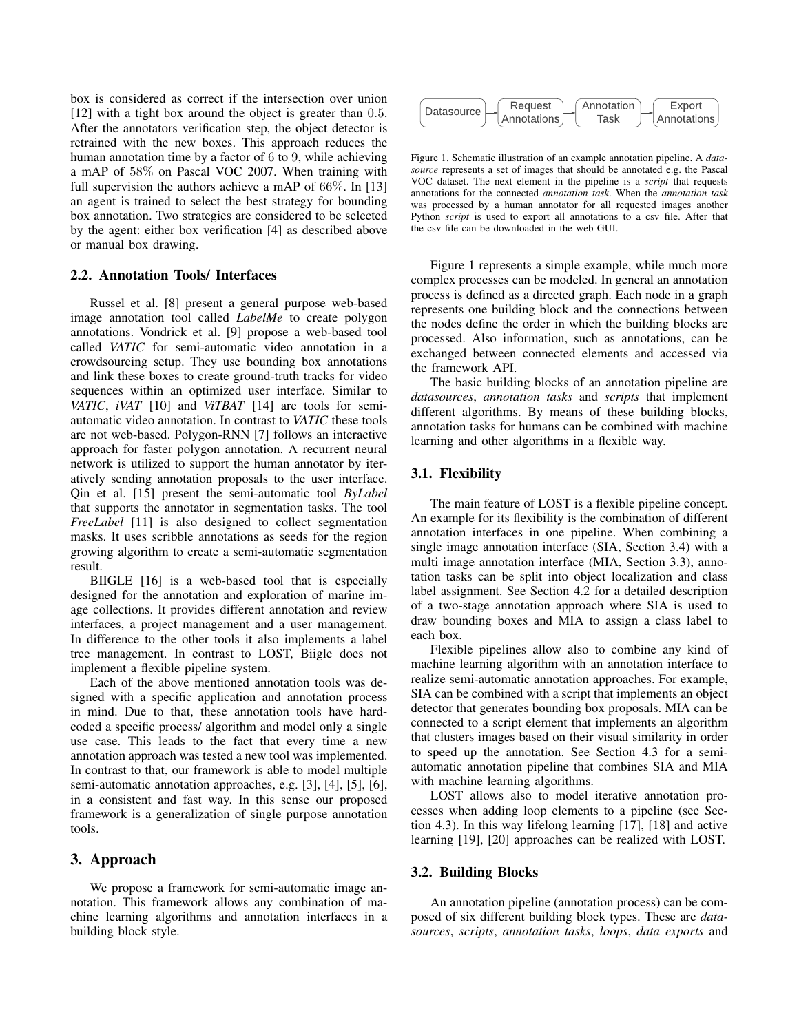box is considered as correct if the intersection over union [12] with a tight box around the object is greater than $0.5$. After the annotators verification step, the object detector is retrained with the new boxes. This approach reduces the human annotation time by a factor of $6$ to $9$, while achieving a mAP of $58\%$ on Pascal VOC 2007. When training with full supervision the authors achieve a mAP of $66\%$. In [13] an agent is trained to select the best strategy for bounding box annotation. Two strategies are considered to be selected by the agent: either box verification [4] as described above or manual box drawing.

### 2.2. Annotation Tools/ Interfaces

Russel et al. [8] present a general purpose web-based image annotation tool called *LabelMe* to create polygon annotations. Vondrick et al. [9] propose a web-based tool called *VATIC* for semi-automatic video annotation in a crowdsourcing setup. They use bounding box annotations and link these boxes to create ground-truth tracks for video sequences within an optimized user interface. Similar to *VATIC*, *iVAT* [10] and *ViTBAT* [14] are tools for semi-automatic video annotation. In contrast to *VATIC* these tools are not web-based. Polygon-RNN [7] follows an interactive approach for faster polygon annotation. A recurrent neural network is utilized to support the human annotator by iteratively sending annotation proposals to the user interface. Qin et al. [15] present the semi-automatic tool *ByLabel* that supports the annotator in segmentation tasks. The tool *FreeLabel* [11] is also designed to collect segmentation masks. It uses scribble annotations as seeds for the region growing algorithm to create a semi-automatic segmentation result.

BIIGLE [16] is a web-based tool that is especially designed for the annotation and exploration of marine image collections. It provides different annotation and review interfaces, a project management and a user management. In difference to the other tools it also implements a label tree management. In contrast to LOST, Biigle does not implement a flexible pipeline system.

Each of the above mentioned annotation tools was designed with a specific application and annotation process in mind. Due to that, these annotation tools have hard-coded a specific process/ algorithm and model only a single use case. This leads to the fact that every time a new annotation approach was tested a new tool was implemented. In contrast to that, our framework is able to model multiple semi-automatic annotation approaches, e.g. [3], [4], [5], [6], in a consistent and fast way. In this sense our proposed framework is a generalization of single purpose annotation tools.

## 3. Approach

We propose a framework for semi-automatic image annotation. This framework allows any combination of machine learning algorithms and annotation interfaces in a building block style.

Datasource → Request Annotations → Annotation Task → Export Annotations

Figure 1. Schematic illustration of an example annotation pipeline. A *datasource* represents a set of images that should be annotated e.g. the Pascal VOC dataset. The next element in the pipeline is a *script* that requests annotations for the connected *annotation task*. When the *annotation task* was processed by a human annotator for all requested images another Python *script* is used to export all annotations to a csv file. After that the csv file can be downloaded in the web GUI.

Figure 1 represents a simple example, while much more complex processes can be modeled. In general an annotation process is defined as a directed graph. Each node in a graph represents one building block and the connections between the nodes define the order in which the building blocks are processed. Also information, such as annotations, can be exchanged between connected elements and accessed via the framework API.

The basic building blocks of an annotation pipeline are *datasources*, *annotation tasks* and *scripts* that implement different algorithms. By means of these building blocks, annotation tasks for humans can be combined with machine learning and other algorithms in a flexible way.

### 3.1. Flexibility

The main feature of LOST is a flexible pipeline concept. An example for its flexibility is the combination of different annotation interfaces in one pipeline. When combining a single image annotation interface (SIA, Section 3.4) with a multi image annotation interface (MIA, Section 3.3), annotation tasks can be split into object localization and class label assignment. See Section 4.2 for a detailed description of a two-stage annotation approach where SIA is used to draw bounding boxes and MIA to assign a class label to each box.

Flexible pipelines allow also to combine any kind of machine learning algorithm with an annotation interface to realize semi-automatic annotation approaches. For example, SIA can be combined with a script that implements an object detector that generates bounding box proposals. MIA can be connected to a script element that implements an algorithm that clusters images based on their visual similarity in order to speed up the annotation. See Section 4.3 for a semi-automatic annotation pipeline that combines SIA and MIA with machine learning algorithms.

LOST allows also to model iterative annotation processes when adding loop elements to a pipeline (see Section 4.3). In this way lifelong learning [17], [18] and active learning [19], [20] approaches can be realized with LOST.

### 3.2. Building Blocks

An annotation pipeline (annotation process) can be composed of six different building block types. These are *datasources*, *scripts*, *annotation tasks*, *loops*, *data exports* and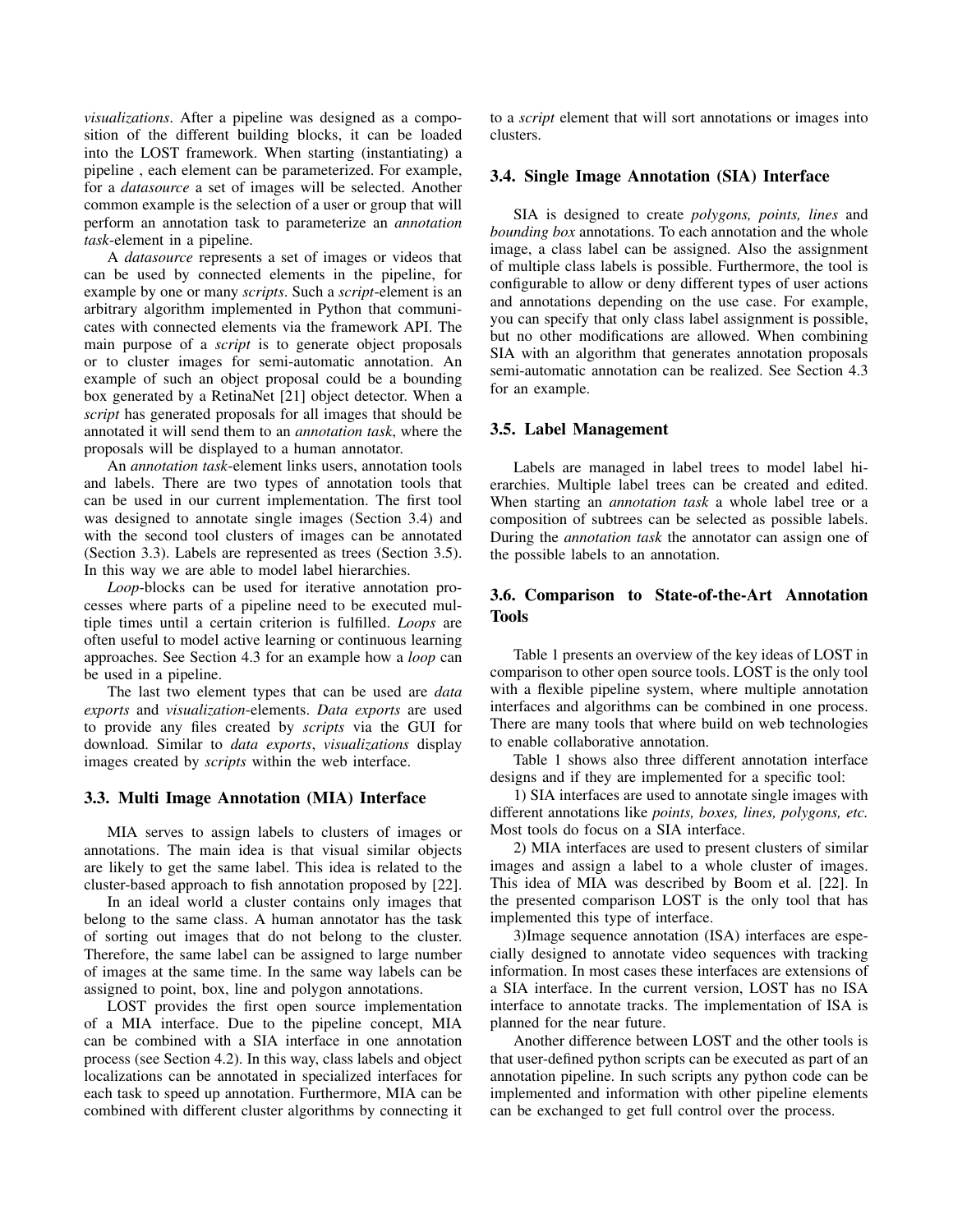*visualizations*. After a pipeline was designed as a composition of the different building blocks, it can be loaded into the LOST framework. When starting (instantiating) a pipeline , each element can be parameterized. For example, for a *datasource* a set of images will be selected. Another common example is the selection of a user or group that will perform an annotation task to parameterize an *annotation task*-element in a pipeline.

A *datasource* represents a set of images or videos that can be used by connected elements in the pipeline, for example by one or many *scripts*. Such a *script*-element is an arbitrary algorithm implemented in Python that communicates with connected elements via the framework API. The main purpose of a *script* is to generate object proposals or to cluster images for semi-automatic annotation. An example of such an object proposal could be a bounding box generated by a RetinaNet [21] object detector. When a *script* has generated proposals for all images that should be annotated it will send them to an *annotation task*, where the proposals will be displayed to a human annotator.

An *annotation task*-element links users, annotation tools and labels. There are two types of annotation tools that can be used in our current implementation. The first tool was designed to annotate single images (Section 3.4) and with the second tool clusters of images can be annotated (Section 3.3). Labels are represented as trees (Section 3.5). In this way we are able to model label hierarchies.

*Loop*-blocks can be used for iterative annotation processes where parts of a pipeline need to be executed multiple times until a certain criterion is fulfilled. *Loops* are often useful to model active learning or continuous learning approaches. See Section 4.3 for an example how a *loop* can be used in a pipeline.

The last two element types that can be used are *data exports* and *visualization*-elements. *Data exports* are used to provide any files created by *scripts* via the GUI for download. Similar to *data exports*, *visualizations* display images created by *scripts* within the web interface.

### 3.3. Multi Image Annotation (MIA) Interface

MIA serves to assign labels to clusters of images or annotations. The main idea is that visual similar objects are likely to get the same label. This idea is related to the cluster-based approach to fish annotation proposed by [22].

In an ideal world a cluster contains only images that belong to the same class. A human annotator has the task of sorting out images that do not belong to the cluster. Therefore, the same label can be assigned to large number of images at the same time. In the same way labels can be assigned to point, box, line and polygon annotations.

LOST provides the first open source implementation of a MIA interface. Due to the pipeline concept, MIA can be combined with a SIA interface in one annotation process (see Section 4.2). In this way, class labels and object localizations can be annotated in specialized interfaces for each task to speed up annotation. Furthermore, MIA can be combined with different cluster algorithms by connecting it to a *script* element that will sort annotations or images into clusters.

### 3.4. Single Image Annotation (SIA) Interface

SIA is designed to create *polygons, points, lines* and *bounding box* annotations. To each annotation and the whole image, a class label can be assigned. Also the assignment of multiple class labels is possible. Furthermore, the tool is configurable to allow or deny different types of user actions and annotations depending on the use case. For example, you can specify that only class label assignment is possible, but no other modifications are allowed. When combining SIA with an algorithm that generates annotation proposals semi-automatic annotation can be realized. See Section 4.3 for an example.

### 3.5. Label Management

Labels are managed in label trees to model label hierarchies. Multiple label trees can be created and edited. When starting an *annotation task* a whole label tree or a composition of subtrees can be selected as possible labels. During the *annotation task* the annotator can assign one of the possible labels to an annotation.

### 3.6. Comparison to State-of-the-Art Annotation Tools

Table 1 presents an overview of the key ideas of LOST in comparison to other open source tools. LOST is the only tool with a flexible pipeline system, where multiple annotation interfaces and algorithms can be combined in one process. There are many tools that where build on web technologies to enable collaborative annotation.

Table 1 shows also three different annotation interface designs and if they are implemented for a specific tool:

1) SIA interfaces are used to annotate single images with different annotations like *points, boxes, lines, polygons, etc.* Most tools do focus on a SIA interface.

2) MIA interfaces are used to present clusters of similar images and assign a label to a whole cluster of images. This idea of MIA was described by Boom et al. [22]. In the presented comparison LOST is the only tool that has implemented this type of interface.

3)Image sequence annotation (ISA) interfaces are especially designed to annotate video sequences with tracking information. In most cases these interfaces are extensions of a SIA interface. In the current version, LOST has no ISA interface to annotate tracks. The implementation of ISA is planned for the near future.

Another difference between LOST and the other tools is that user-defined python scripts can be executed as part of an annotation pipeline. In such scripts any python code can be implemented and information with other pipeline elements can be exchanged to get full control over the process.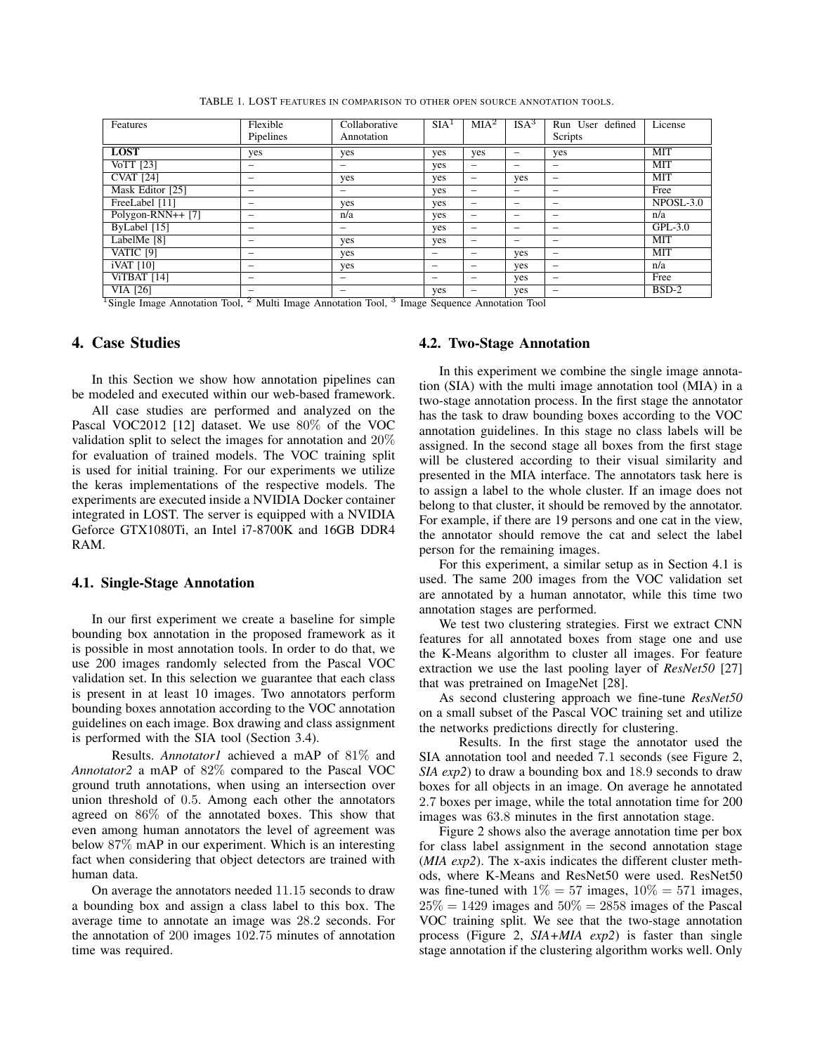TABLE 1. LOST FEATURES IN COMPARISON TO OTHER OPEN SOURCE ANNOTATION TOOLS.

| Features | Flexible Pipelines | Collaborative Annotation | SIA[1] | MIA[2] | ISA[3] | Run User defined Scripts | License |
|---|---|---|---|---|---|---|---|
| **LOST** | yes | yes | yes | yes | – | yes | MIT |
| VoTT [23] | – | – | yes | – | – | – | MIT |
| CVAT [24] | – | yes | yes | – | yes | – | MIT |
| Mask Editor [25] | – | – | yes | – | – | – | Free |
| FreeLabel [11] | – | yes | yes | – | – | – | NPOSL-3.0 |
| Polygon-RNN++ [7] | – | n/a | yes | – | – | – | n/a |
| ByLabel [15] | – | – | yes | – | – | – | GPL-3.0 |
| LabelMe [8] | – | yes | yes | – | – | – | MIT |
| VATIC [9] | – | yes | – | – | yes | – | MIT |
| iVAT [10] | – | yes | – | – | yes | – | n/a |
| ViTBAT [14] | – | – | – | – | yes | – | Free |
| VIA [26] | – | – | yes | – | yes | – | BSD-2 |

[1]Single Image Annotation Tool, [2] Multi Image Annotation Tool, [3] Image Sequence Annotation Tool

## 4. Case Studies

In this Section we show how annotation pipelines can be modeled and executed within our web-based framework.

All case studies are performed and analyzed on the Pascal VOC2012 [12] dataset. We use $80\%$ of the VOC validation split to select the images for annotation and $20\%$ for evaluation of trained models. The VOC training split is used for initial training. For our experiments we utilize the keras implementations of the respective models. The experiments are executed inside a NVIDIA Docker container integrated in LOST. The server is equipped with a NVIDIA Geforce GTX1080Ti, an Intel i7-8700K and 16GB DDR4 RAM.

### 4.1. Single-Stage Annotation

In our first experiment we create a baseline for simple bounding box annotation in the proposed framework as it is possible in most annotation tools. In order to do that, we use 200 images randomly selected from the Pascal VOC validation set. In this selection we guarantee that each class is present in at least 10 images. Two annotators perform bounding boxes annotation according to the VOC annotation guidelines on each image. Box drawing and class assignment is performed with the SIA tool (Section 3.4).

Results. *Annotator1* achieved a mAP of $81\%$ and *Annotator2* a mAP of $82\%$ compared to the Pascal VOC ground truth annotations, when using an intersection over union threshold of $0.5$. Among each other the annotators agreed on $86\%$ of the annotated boxes. This show that even among human annotators the level of agreement was below $87\%$ mAP in our experiment. Which is an interesting fact when considering that object detectors are trained with human data.

On average the annotators needed $11.15$ seconds to draw a bounding box and assign a class label to this box. The average time to annotate an image was $28.2$ seconds. For the annotation of $200$ images $102.75$ minutes of annotation time was required.

### 4.2. Two-Stage Annotation

In this experiment we combine the single image annotation (SIA) with the multi image annotation tool (MIA) in a two-stage annotation process. In the first stage the annotator has the task to draw bounding boxes according to the VOC annotation guidelines. In this stage no class labels will be assigned. In the second stage all boxes from the first stage will be clustered according to their visual similarity and presented in the MIA interface. The annotators task here is to assign a label to the whole cluster. If an image does not belong to that cluster, it should be removed by the annotator. For example, if there are 19 persons and one cat in the view, the annotator should remove the cat and select the label person for the remaining images.

For this experiment, a similar setup as in Section 4.1 is used. The same 200 images from the VOC validation set are annotated by a human annotator, while this time two annotation stages are performed.

We test two clustering strategies. First we extract CNN features for all annotated boxes from stage one and use the K-Means algorithm to cluster all images. For feature extraction we use the last pooling layer of *ResNet50* [27] that was pretrained on ImageNet [28].

As second clustering approach we fine-tune *ResNet50* on a small subset of the Pascal VOC training set and utilize the networks predictions directly for clustering.

Results. In the first stage the annotator used the SIA annotation tool and needed $7.1$ seconds (see Figure 2, *SIA exp2*) to draw a bounding box and $18.9$ seconds to draw boxes for all objects in an image. On average he annotated $2.7$ boxes per image, while the total annotation time for 200 images was $63.8$ minutes in the first annotation stage.

Figure 2 shows also the average annotation time per box for class label assignment in the second annotation stage (*MIA exp2*). The x-axis indicates the different cluster methods, where K-Means and ResNet50 were used. ResNet50 was fine-tuned with $1\% = 57$ images, $10\% = 571$ images, $25\% = 1429$ images and $50\% = 2858$ images of the Pascal VOC training split. We see that the two-stage annotation process (Figure 2, *SIA+MIA exp2*) is faster than single stage annotation if the clustering algorithm works well. Only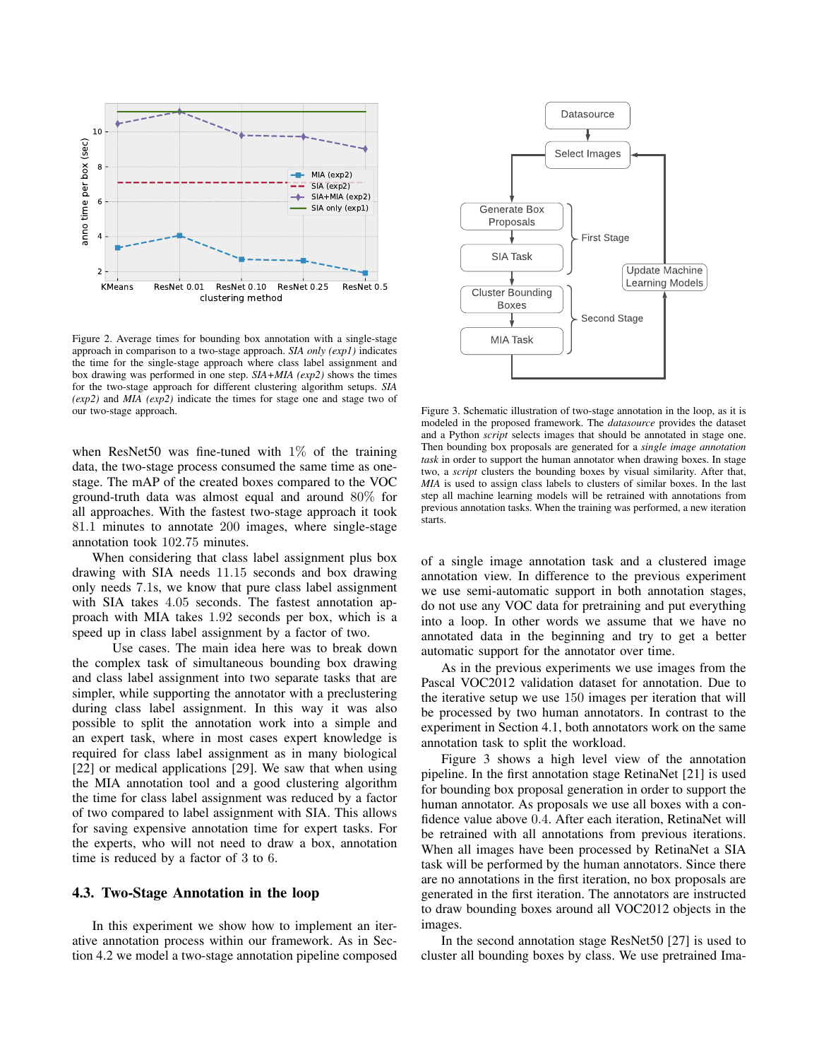Figure 2. Average times for bounding box annotation with a single-stage approach in comparison to a two-stage approach. *SIA only (exp1)* indicates the time for the single-stage approach where class label assignment and box drawing was performed in one step. *SIA+MIA (exp2)* shows the times for the two-stage approach for different clustering algorithm setups. *SIA (exp2)* and *MIA (exp2)* indicate the times for stage one and stage two of our two-stage approach.

when ResNet50 was fine-tuned with $1\%$ of the training data, the two-stage process consumed the same time as one-stage. The mAP of the created boxes compared to the VOC ground-truth data was almost equal and around $80\%$ for all approaches. With the fastest two-stage approach it took $81.1$ minutes to annotate $200$ images, where single-stage annotation took $102.75$ minutes.

When considering that class label assignment plus box drawing with SIA needs $11.15$ seconds and box drawing only needs 7.1s, we know that pure class label assignment with SIA takes $4.05$ seconds. The fastest annotation approach with MIA takes $1.92$ seconds per box, which is a speed up in class label assignment by a factor of two.

Use cases. The main idea here was to break down the complex task of simultaneous bounding box drawing and class label assignment into two separate tasks that are simpler, while supporting the annotator with a preclustering during class label assignment. In this way it was also possible to split the annotation work into a simple and an expert task, where in most cases expert knowledge is required for class label assignment as in many biological [22] or medical applications [29]. We saw that when using the MIA annotation tool and a good clustering algorithm the time for class label assignment was reduced by a factor of two compared to label assignment with SIA. This allows for saving expensive annotation time for expert tasks. For the experts, who will not need to draw a box, annotation time is reduced by a factor of 3 to 6.

### 4.3. Two-Stage Annotation in the loop

In this experiment we show how to implement an iterative annotation process within our framework. As in Section 4.2 we model a two-stage annotation pipeline composed of a single image annotation task and a clustered image annotation view. In difference to the previous experiment we use semi-automatic support in both annotation stages, do not use any VOC data for pretraining and put everything into a loop. In other words we assume that we have no annotated data in the beginning and try to get a better automatic support for the annotator over time.

As in the previous experiments we use images from the Pascal VOC2012 validation dataset for annotation. Due to the iterative setup we use $150$ images per iteration that will be processed by two human annotators. In contrast to the experiment in Section 4.1, both annotators work on the same annotation task to split the workload.

Figure 3 shows a high level view of the annotation pipeline. In the first annotation stage RetinaNet [21] is used for bounding box proposal generation in order to support the human annotator. As proposals we use all boxes with a confidence value above $0.4$. After each iteration, RetinaNet will be retrained with all annotations from previous iterations. When all images have been processed by RetinaNet a SIA task will be performed by the human annotators. Since there are no annotations in the first iteration, no box proposals are generated in the first iteration. The annotators are instructed to draw bounding boxes around all VOC2012 objects in the images.

In the second annotation stage ResNet50 [27] is used to cluster all bounding boxes by class. We use pretrained Ima-

Figure 3. Schematic illustration of two-stage annotation in the loop, as it is modeled in the proposed framework. The *datasource* provides the dataset and a Python *script* selects images that should be annotated in stage one. Then bounding box proposals are generated for a *single image annotation task* in order to support the human annotator when drawing boxes. In stage two, a *script* clusters the bounding boxes by visual similarity. After that, *MIA* is used to assign class labels to clusters of similar boxes. In the last step all machine learning models will be retrained with annotations from previous annotation tasks. When the training was performed, a new iteration starts.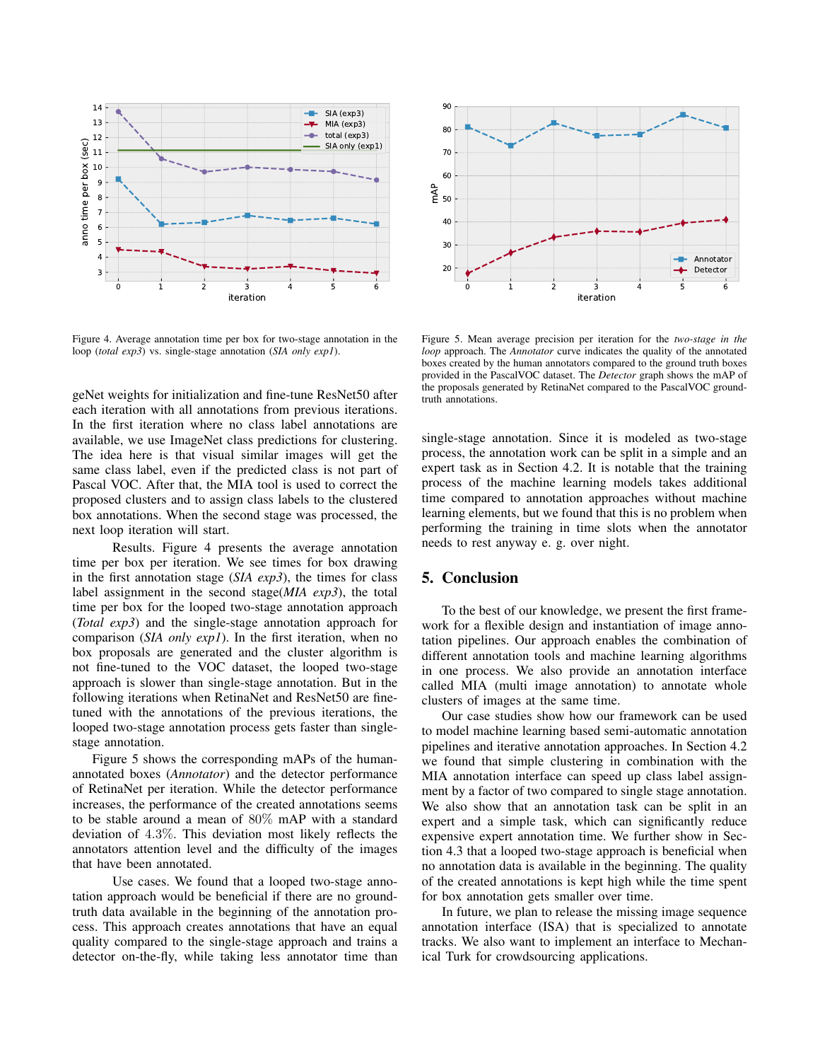Figure 4. Average annotation time per box for two-stage annotation in the loop (*total exp3*) vs. single-stage annotation (*SIA only exp1*).

Figure 5. Mean average precision per iteration for the *two-stage in the loop* approach. The *Annotator* curve indicates the quality of the annotated boxes created by the human annotators compared to the ground truth boxes provided in the PascalVOC dataset. The *Detector* graph shows the mAP of the proposals generated by RetinaNet compared to the PascalVOC ground-truth annotations.

geNet weights for initialization and fine-tune ResNet50 after each iteration with all annotations from previous iterations. In the first iteration where no class label annotations are available, we use ImageNet class predictions for clustering. The idea here is that visual similar images will get the same class label, even if the predicted class is not part of Pascal VOC. After that, the MIA tool is used to correct the proposed clusters and to assign class labels to the clustered box annotations. When the second stage was processed, the next loop iteration will start.

Results. Figure 4 presents the average annotation time per box per iteration. We see times for box drawing in the first annotation stage (*SIA exp3*), the times for class label assignment in the second stage(*MIA exp3*), the total time per box for the looped two-stage annotation approach (*Total exp3*) and the single-stage annotation approach for comparison (*SIA only exp1*). In the first iteration, when no box proposals are generated and the cluster algorithm is not fine-tuned to the VOC dataset, the looped two-stage approach is slower than single-stage annotation. But in the following iterations when RetinaNet and ResNet50 are fine-tuned with the annotations of the previous iterations, the looped two-stage annotation process gets faster than single-stage annotation.

Figure 5 shows the corresponding mAPs of the human-annotated boxes (*Annotator*) and the detector performance of RetinaNet per iteration. While the detector performance increases, the performance of the created annotations seems to be stable around a mean of $80\%$ mAP with a standard deviation of $4.3\%$. This deviation most likely reflects the annotators attention level and the difficulty of the images that have been annotated.

Use cases. We found that a looped two-stage annotation approach would be beneficial if there are no ground-truth data available in the beginning of the annotation process. This approach creates annotations that have an equal quality compared to the single-stage approach and trains a detector on-the-fly, while taking less annotator time than single-stage annotation. Since it is modeled as two-stage process, the annotation work can be split in a simple and an expert task as in Section 4.2. It is notable that the training process of the machine learning models takes additional time compared to annotation approaches without machine learning elements, but we found that this is no problem when performing the training in time slots when the annotator needs to rest anyway e. g. over night.

## 5. Conclusion

To the best of our knowledge, we present the first framework for a flexible design and instantiation of image annotation pipelines. Our approach enables the combination of different annotation tools and machine learning algorithms in one process. We also provide an annotation interface called MIA (multi image annotation) to annotate whole clusters of images at the same time.

Our case studies show how our framework can be used to model machine learning based semi-automatic annotation pipelines and iterative annotation approaches. In Section 4.2 we found that simple clustering in combination with the MIA annotation interface can speed up class label assignment by a factor of two compared to single stage annotation. We also show that an annotation task can be split in an expert and a simple task, which can significantly reduce expensive expert annotation time. We further show in Section 4.3 that a looped two-stage approach is beneficial when no annotation data is available in the beginning. The quality of the created annotations is kept high while the time spent for box annotation gets smaller over time.

In future, we plan to release the missing image sequence annotation interface (ISA) that is specialized to annotate tracks. We also want to implement an interface to Mechanical Turk for crowdsourcing applications.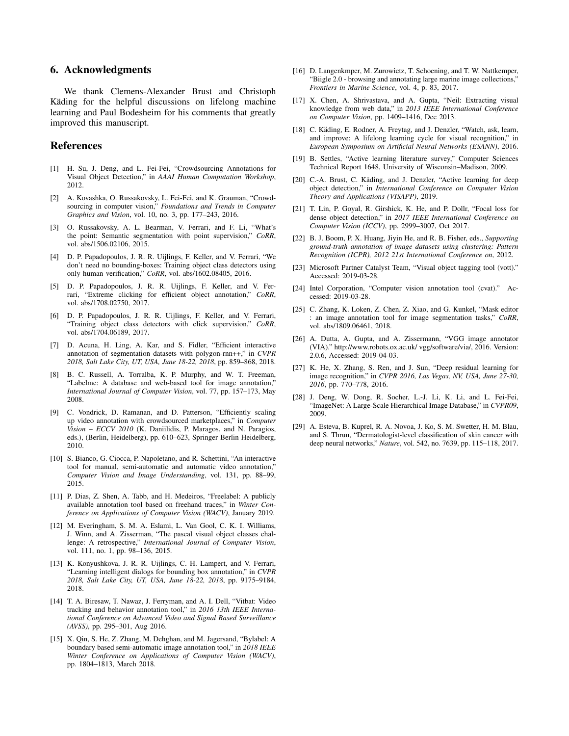## 6. Acknowledgments

We thank Clemens-Alexander Brust and Christoph Käding for the helpful discussions on lifelong machine learning and Paul Bodesheim for his comments that greatly improved this manuscript.

## References

[1] H. Su, J. Deng, and L. Fei-Fei, "Crowdsourcing Annotations for Visual Object Detection," in *AAAI Human Computation Workshop*, 2012.

[2] A. Kovashka, O. Russakovsky, L. Fei-Fei, and K. Grauman, "Crowdsourcing in computer vision," *Foundations and Trends in Computer Graphics and Vision*, vol. 10, no. 3, pp. 177–243, 2016.

[3] O. Russakovsky, A. L. Bearman, V. Ferrari, and F. Li, "What's the point: Semantic segmentation with point supervision," *CoRR*, vol. abs/1506.02106, 2015.

[4] D. P. Papadopoulos, J. R. R. Uijlings, F. Keller, and V. Ferrari, "We don't need no bounding-boxes: Training object class detectors using only human verification," *CoRR*, vol. abs/1602.08405, 2016.

[5] D. P. Papadopoulos, J. R. R. Uijlings, F. Keller, and V. Ferrari, "Extreme clicking for efficient object annotation," *CoRR*, vol. abs/1708.02750, 2017.

[6] D. P. Papadopoulos, J. R. R. Uijlings, F. Keller, and V. Ferrari, "Training object class detectors with click supervision," *CoRR*, vol. abs/1704.06189, 2017.

[7] D. Acuna, H. Ling, A. Kar, and S. Fidler, "Efficient interactive annotation of segmentation datasets with polygon-rnn++," in *CVPR 2018, Salt Lake City, UT, USA, June 18-22, 2018*, pp. 859–868, 2018.

[8] B. C. Russell, A. Torralba, K. P. Murphy, and W. T. Freeman, "Labelme: A database and web-based tool for image annotation," *International Journal of Computer Vision*, vol. 77, pp. 157–173, May 2008.

[9] C. Vondrick, D. Ramanan, and D. Patterson, "Efficiently scaling up video annotation with crowdsourced marketplaces," in *Computer Vision – ECCV 2010* (K. Daniilidis, P. Maragos, and N. Paragios, eds.), (Berlin, Heidelberg), pp. 610–623, Springer Berlin Heidelberg, 2010.

[10] S. Bianco, G. Ciocca, P. Napoletano, and R. Schettini, "An interactive tool for manual, semi-automatic and automatic video annotation," *Computer Vision and Image Understanding*, vol. 131, pp. 88–99, 2015.

[11] P. Dias, Z. Shen, A. Tabb, and H. Medeiros, "Freelabel: A publicly available annotation tool based on freehand traces," in *Winter Conference on Applications of Computer Vision (WACV)*, January 2019.

[12] M. Everingham, S. M. A. Eslami, L. Van Gool, C. K. I. Williams, J. Winn, and A. Zisserman, "The pascal visual object classes challenge: A retrospective," *International Journal of Computer Vision*, vol. 111, no. 1, pp. 98–136, 2015.

[13] K. Konyushkova, J. R. R. Uijlings, C. H. Lampert, and V. Ferrari, "Learning intelligent dialogs for bounding box annotation," in *CVPR 2018, Salt Lake City, UT, USA, June 18-22, 2018*, pp. 9175–9184, 2018.

[14] T. A. Biresaw, T. Nawaz, J. Ferryman, and A. I. Dell, "Vitbat: Video tracking and behavior annotation tool," in *2016 13th IEEE International Conference on Advanced Video and Signal Based Surveillance (AVSS)*, pp. 295–301, Aug 2016.

[15] X. Qin, S. He, Z. Zhang, M. Dehghan, and M. Jagersand, "Bylabel: A boundary based semi-automatic image annotation tool," in *2018 IEEE Winter Conference on Applications of Computer Vision (WACV)*, pp. 1804–1813, March 2018.

[16] D. Langenkmper, M. Zurowietz, T. Schoening, and T. W. Nattkemper, "Biigle 2.0 - browsing and annotating large marine image collections," *Frontiers in Marine Science*, vol. 4, p. 83, 2017.

[17] X. Chen, A. Shrivastava, and A. Gupta, "Neil: Extracting visual knowledge from web data," in *2013 IEEE International Conference on Computer Vision*, pp. 1409–1416, Dec 2013.

[18] C. Käding, E. Rodner, A. Freytag, and J. Denzler, "Watch, ask, learn, and improve: A lifelong learning cycle for visual recognition," in *European Symposium on Artificial Neural Networks (ESANN)*, 2016.

[19] B. Settles, "Active learning literature survey," Computer Sciences Technical Report 1648, University of Wisconsin–Madison, 2009.

[20] C.-A. Brust, C. Käding, and J. Denzler, "Active learning for deep object detection," in *International Conference on Computer Vision Theory and Applications (VISAPP)*, 2019.

[21] T. Lin, P. Goyal, R. Girshick, K. He, and P. Dollr, "Focal loss for dense object detection," in *2017 IEEE International Conference on Computer Vision (ICCV)*, pp. 2999–3007, Oct 2017.

[22] B. J. Boom, P. X. Huang, Jiyin He, and R. B. Fisher, eds., *Supporting ground-truth annotation of image datasets using clustering: Pattern Recognition (ICPR), 2012 21st International Conference on*, 2012.

[23] Microsoft Partner Catalyst Team, "Visual object tagging tool (vott)." Accessed: 2019-03-28.

[24] Intel Corporation, "Computer vision annotation tool (cvat)." Accessed: 2019-03-28.

[25] C. Zhang, K. Loken, Z. Chen, Z. Xiao, and G. Kunkel, "Mask editor : an image annotation tool for image segmentation tasks," *CoRR*, vol. abs/1809.06461, 2018.

[26] A. Dutta, A. Gupta, and A. Zissermann, "VGG image annotator (VIA)." http://www.robots.ox.ac.uk/ vgg/software/via/, 2016. Version: 2.0.6, Accessed: 2019-04-03.

[27] K. He, X. Zhang, S. Ren, and J. Sun, "Deep residual learning for image recognition," in *CVPR 2016, Las Vegas, NV, USA, June 27-30, 2016*, pp. 770–778, 2016.

[28] J. Deng, W. Dong, R. Socher, L.-J. Li, K. Li, and L. Fei-Fei, "ImageNet: A Large-Scale Hierarchical Image Database," in *CVPR09*, 2009.

[29] A. Esteva, B. Kuprel, R. A. Novoa, J. Ko, S. M. Swetter, H. M. Blau, and S. Thrun, "Dermatologist-level classification of skin cancer with deep neural networks," *Nature*, vol. 542, no. 7639, pp. 115–118, 2017.